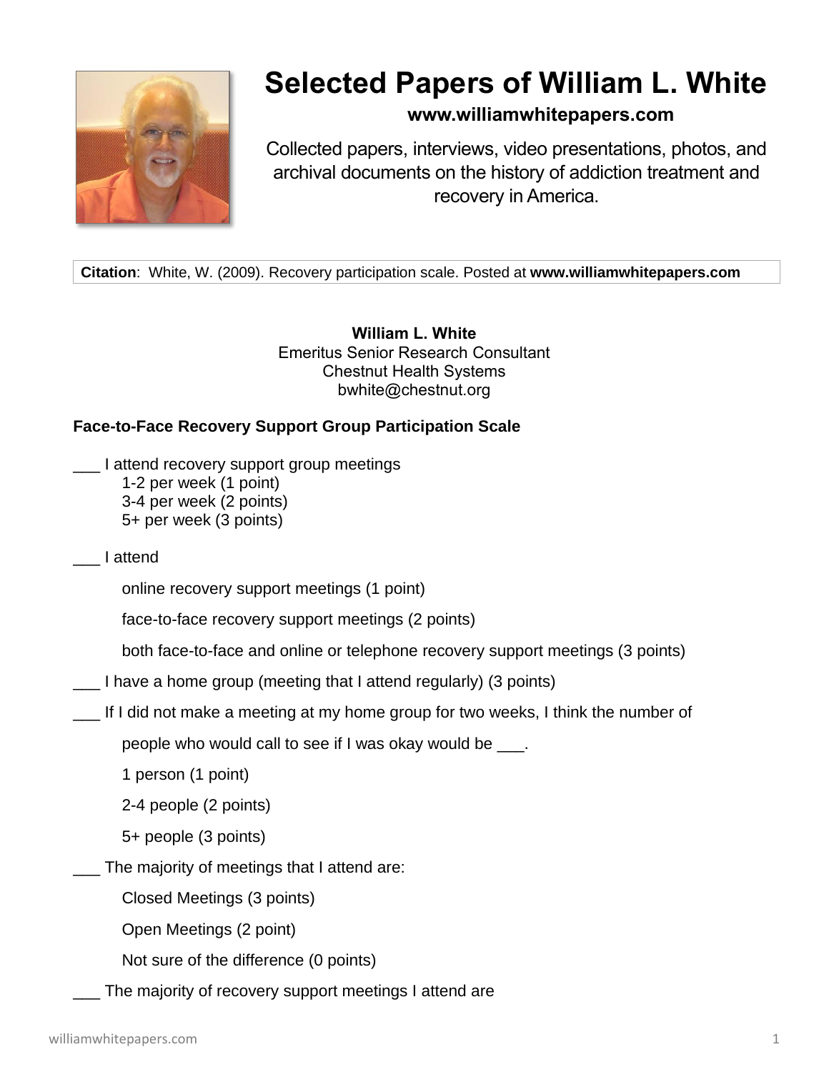# Selected Papers of William L. White

**www.williamwhitepapers.com**

Collected papers, interviews, video presentations, photos, and archival documents on the history of addiction treatment and recovery in America.

**Citation**: White, W. (2009). Recovery participation scale. Posted at **www.williamwhitepapers.com**

**William L. White**
Emeritus Senior Research Consultant
Chestnut Health Systems
bwhite@chestnut.org

**Face-to-Face Recovery Support Group Participation Scale**

___ I attend recovery support group meetings

1-2 per week (1 point)
3-4 per week (2 points)
5+ per week (3 points)

___ I attend

online recovery support meetings (1 point)

face-to-face recovery support meetings (2 points)

both face-to-face and online or telephone recovery support meetings (3 points)

___ I have a home group (meeting that I attend regularly) (3 points)

___ If I did not make a meeting at my home group for two weeks, I think the number of people who would call to see if I was okay would be ___.

1 person (1 point)

2-4 people (2 points)

5+ people (3 points)

___ The majority of meetings that I attend are:

Closed Meetings (3 points)

Open Meetings (2 point)

Not sure of the difference (0 points)

___ The majority of recovery support meetings I attend are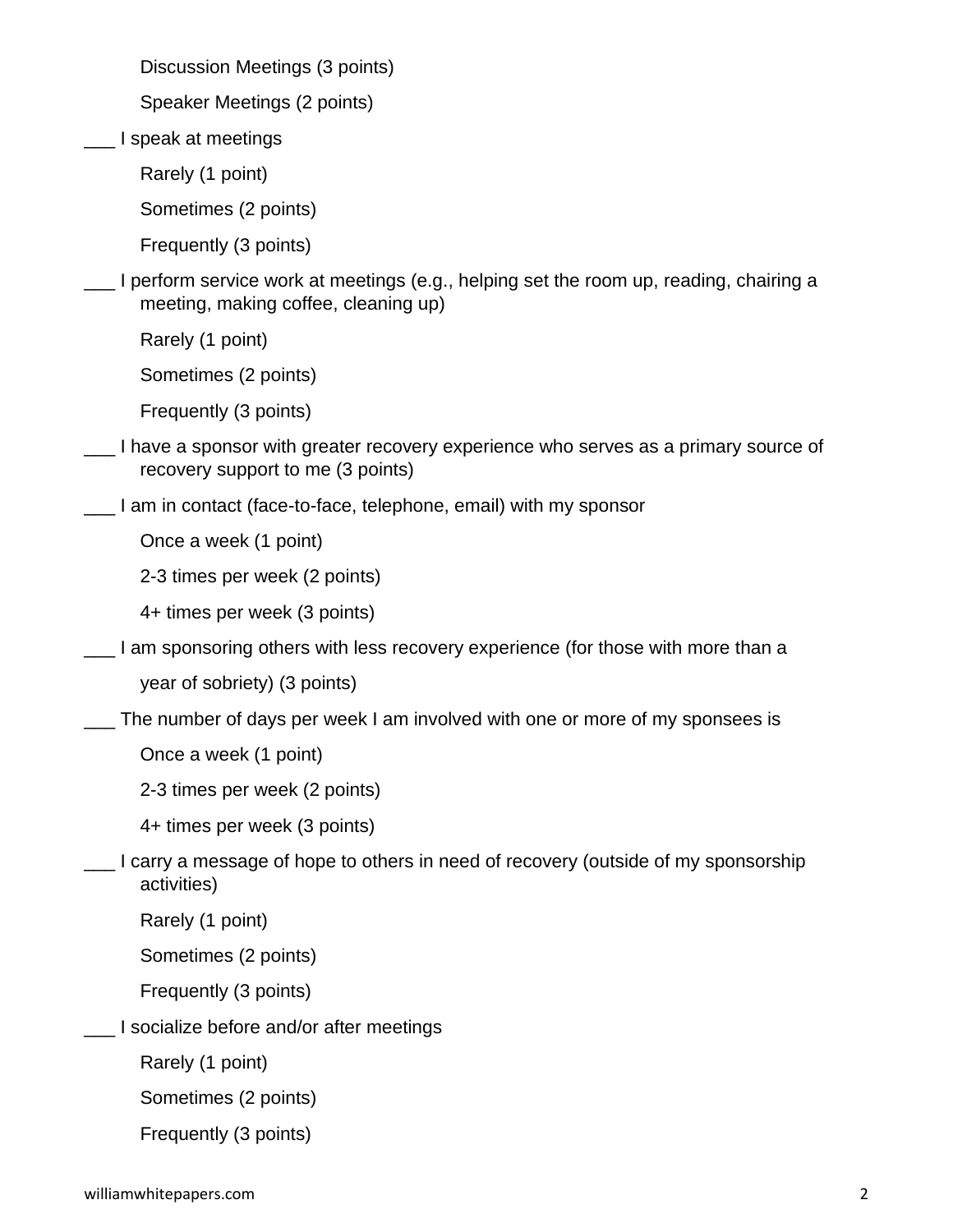Discussion Meetings (3 points)

Speaker Meetings (2 points)

___ I speak at meetings

Rarely (1 point)

Sometimes (2 points)

Frequently (3 points)

___ I perform service work at meetings (e.g., helping set the room up, reading, chairing a meeting, making coffee, cleaning up)

Rarely (1 point)

Sometimes (2 points)

Frequently (3 points)

___ I have a sponsor with greater recovery experience who serves as a primary source of recovery support to me (3 points)

___ I am in contact (face-to-face, telephone, email) with my sponsor

Once a week (1 point)

2-3 times per week (2 points)

4+ times per week (3 points)

___ I am sponsoring others with less recovery experience (for those with more than a year of sobriety) (3 points)

___ The number of days per week I am involved with one or more of my sponsees is

Once a week (1 point)

2-3 times per week (2 points)

4+ times per week (3 points)

___ I carry a message of hope to others in need of recovery (outside of my sponsorship activities)

Rarely (1 point)

Sometimes (2 points)

Frequently (3 points)

___ I socialize before and/or after meetings

Rarely (1 point)

Sometimes (2 points)

Frequently (3 points)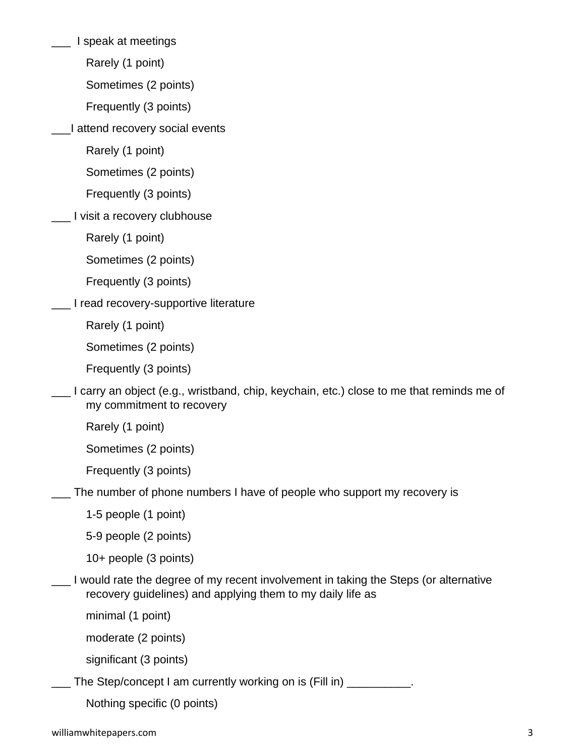___ I speak at meetings

Rarely (1 point)

Sometimes (2 points)

Frequently (3 points)

___I attend recovery social events

Rarely (1 point)

Sometimes (2 points)

Frequently (3 points)

___ I visit a recovery clubhouse

Rarely (1 point)

Sometimes (2 points)

Frequently (3 points)

___ I read recovery-supportive literature

Rarely (1 point)

Sometimes (2 points)

Frequently (3 points)

___ I carry an object (e.g., wristband, chip, keychain, etc.) close to me that reminds me of my commitment to recovery

Rarely (1 point)

Sometimes (2 points)

Frequently (3 points)

___ The number of phone numbers I have of people who support my recovery is

1-5 people (1 point)

5-9 people (2 points)

10+ people (3 points)

___ I would rate the degree of my recent involvement in taking the Steps (or alternative recovery guidelines) and applying them to my daily life as

minimal (1 point)

moderate (2 points)

significant (3 points)

___ The Step/concept I am currently working on is (Fill in) __________.

Nothing specific (0 points)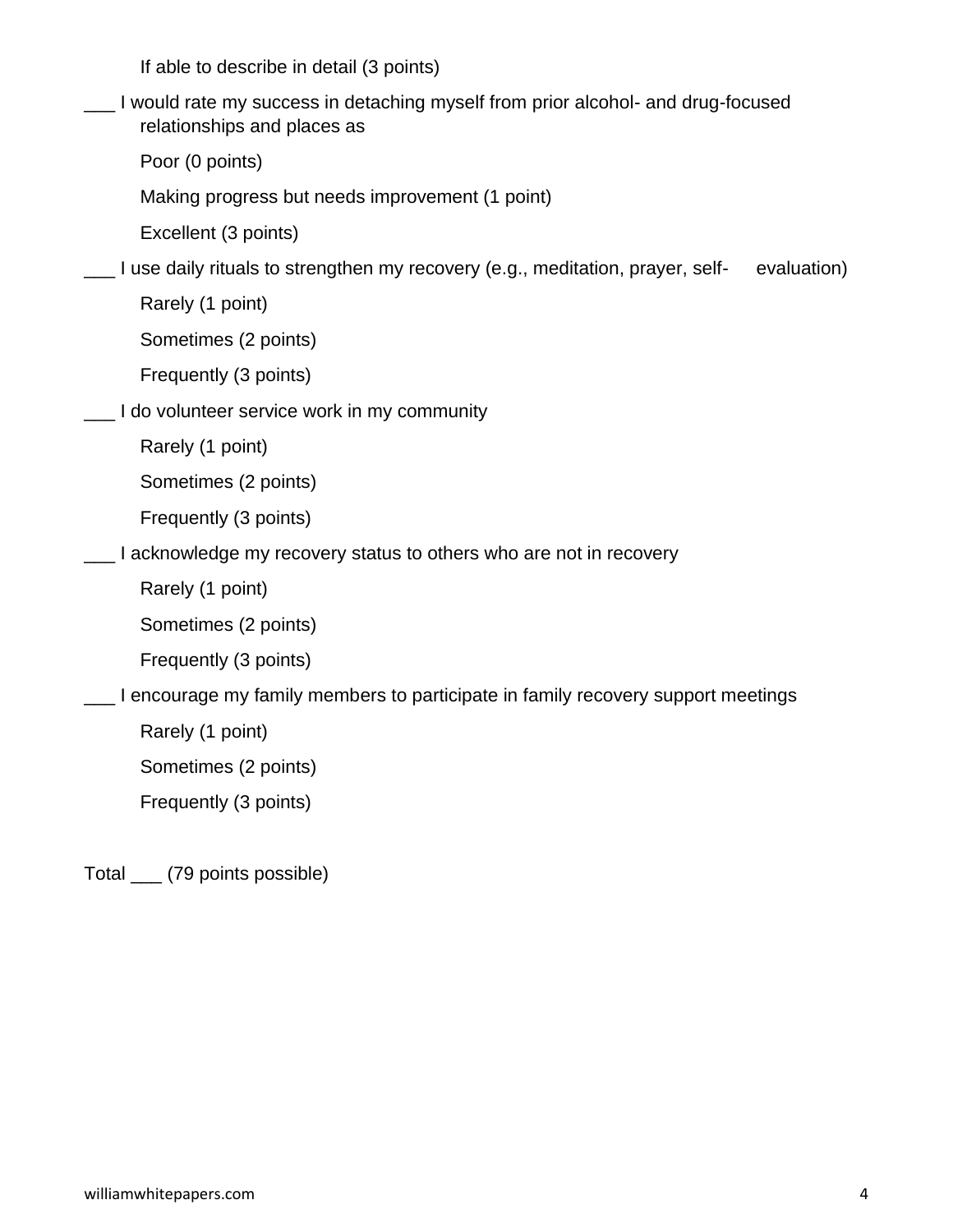If able to describe in detail (3 points)

___ I would rate my success in detaching myself from prior alcohol- and drug-focused relationships and places as

Poor (0 points)

Making progress but needs improvement (1 point)

Excellent (3 points)

___ I use daily rituals to strengthen my recovery (e.g., meditation, prayer, self- evaluation)

Rarely (1 point)

Sometimes (2 points)

Frequently (3 points)

___ I do volunteer service work in my community

Rarely (1 point)

Sometimes (2 points)

Frequently (3 points)

___ I acknowledge my recovery status to others who are not in recovery

Rarely (1 point)

Sometimes (2 points)

Frequently (3 points)

___ I encourage my family members to participate in family recovery support meetings

Rarely (1 point)

Sometimes (2 points)

Frequently (3 points)

Total ___ (79 points possible)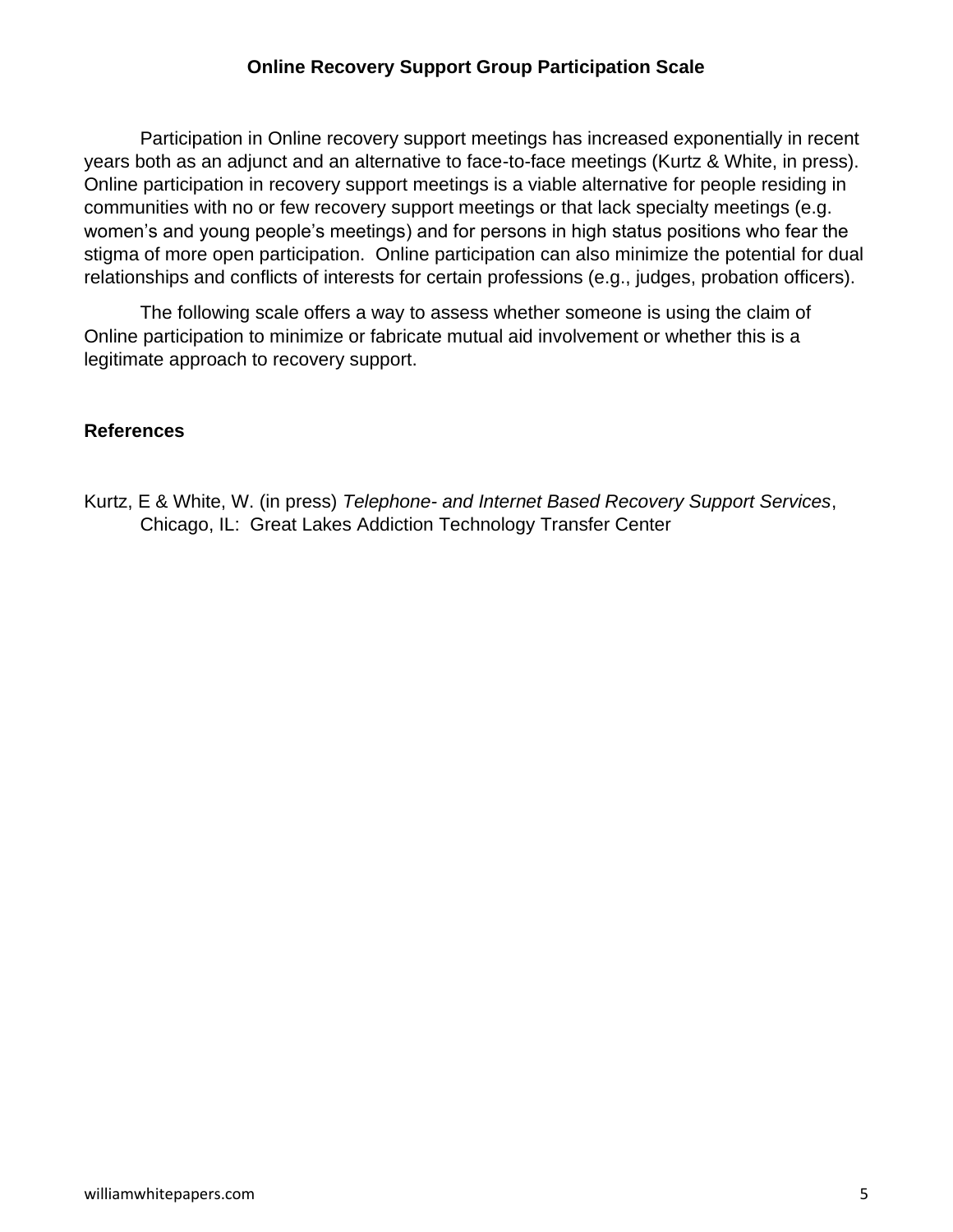## Online Recovery Support Group Participation Scale

Participation in Online recovery support meetings has increased exponentially in recent years both as an adjunct and an alternative to face-to-face meetings (Kurtz & White, in press). Online participation in recovery support meetings is a viable alternative for people residing in communities with no or few recovery support meetings or that lack specialty meetings (e.g. women's and young people's meetings) and for persons in high status positions who fear the stigma of more open participation. Online participation can also minimize the potential for dual relationships and conflicts of interests for certain professions (e.g., judges, probation officers).

The following scale offers a way to assess whether someone is using the claim of Online participation to minimize or fabricate mutual aid involvement or whether this is a legitimate approach to recovery support.

### References

Kurtz, E & White, W. (in press) *Telephone- and Internet Based Recovery Support Services*, Chicago, IL: Great Lakes Addiction Technology Transfer Center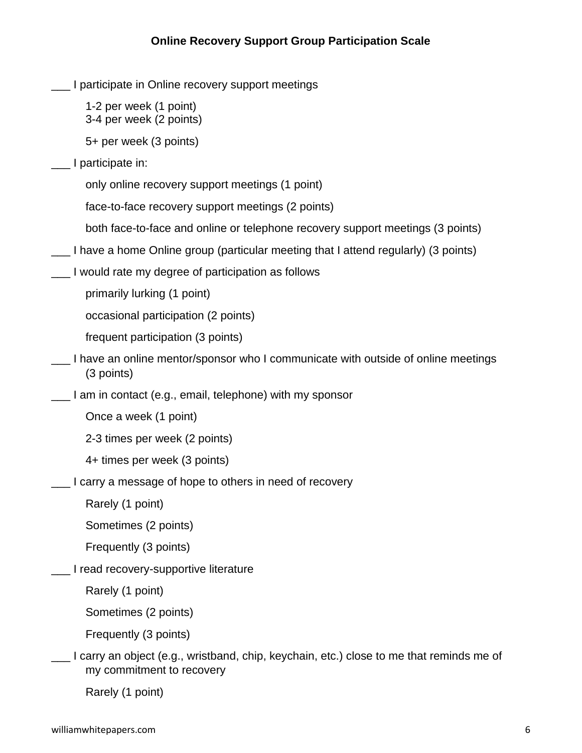**Online Recovery Support Group Participation Scale**

___ I participate in Online recovery support meetings

1-2 per week (1 point)
3-4 per week (2 points)

5+ per week (3 points)

___ I participate in:

only online recovery support meetings (1 point)

face-to-face recovery support meetings (2 points)

both face-to-face and online or telephone recovery support meetings (3 points)

___ I have a home Online group (particular meeting that I attend regularly) (3 points)

___ I would rate my degree of participation as follows

primarily lurking (1 point)

occasional participation (2 points)

frequent participation (3 points)

___ I have an online mentor/sponsor who I communicate with outside of online meetings (3 points)

___ I am in contact (e.g., email, telephone) with my sponsor

Once a week (1 point)

2-3 times per week (2 points)

4+ times per week (3 points)

___ I carry a message of hope to others in need of recovery

Rarely (1 point)

Sometimes (2 points)

Frequently (3 points)

___ I read recovery-supportive literature

Rarely (1 point)

Sometimes (2 points)

Frequently (3 points)

___ I carry an object (e.g., wristband, chip, keychain, etc.) close to me that reminds me of my commitment to recovery

Rarely (1 point)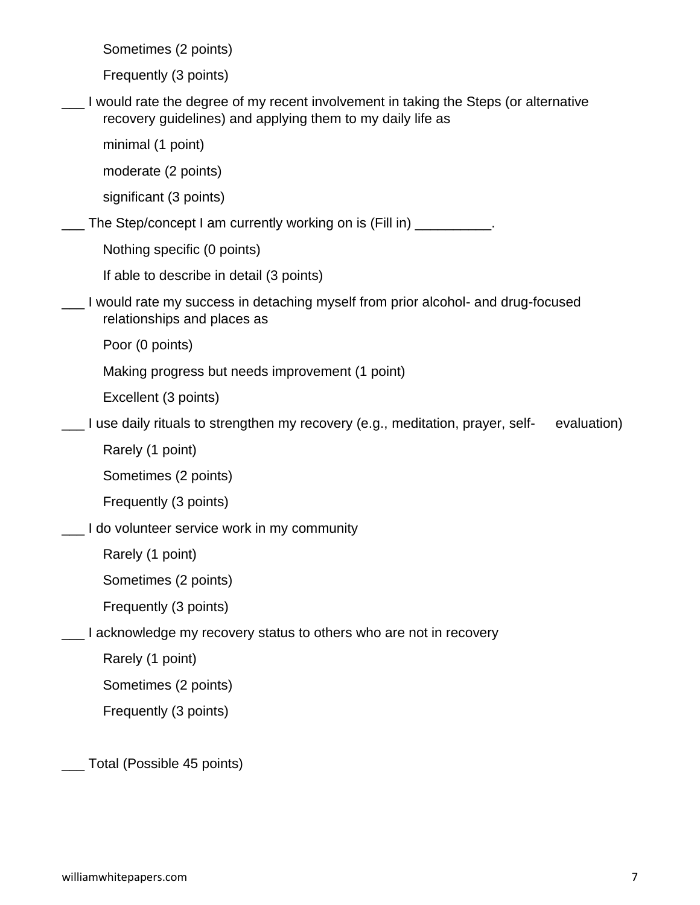Sometimes (2 points)

Frequently (3 points)

___ I would rate the degree of my recent involvement in taking the Steps (or alternative recovery guidelines) and applying them to my daily life as

minimal (1 point)

moderate (2 points)

significant (3 points)

___ The Step/concept I am currently working on is (Fill in) __________.

Nothing specific (0 points)

If able to describe in detail (3 points)

___ I would rate my success in detaching myself from prior alcohol- and drug-focused relationships and places as

Poor (0 points)

Making progress but needs improvement (1 point)

Excellent (3 points)

___ I use daily rituals to strengthen my recovery (e.g., meditation, prayer, self- evaluation)

Rarely (1 point)

Sometimes (2 points)

Frequently (3 points)

___ I do volunteer service work in my community

Rarely (1 point)

Sometimes (2 points)

Frequently (3 points)

___ I acknowledge my recovery status to others who are not in recovery

Rarely (1 point)

Sometimes (2 points)

Frequently (3 points)

___ Total (Possible 45 points)